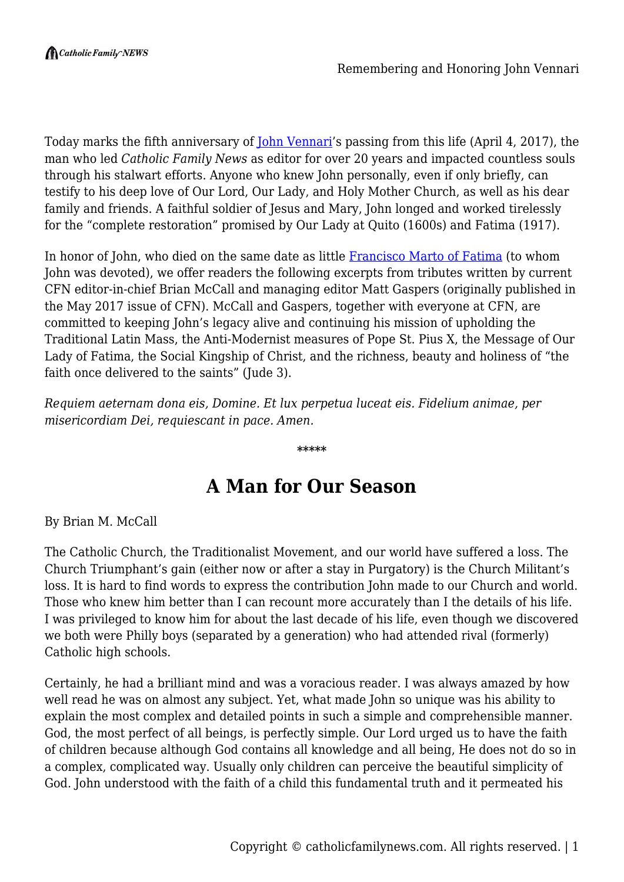Today marks the fifth anniversary of [John Vennari](https://catholicfamilynews.com)'s passing from this life (April 4, 2017), the man who led *Catholic Family News* as editor for over 20 years and impacted countless souls through his stalwart efforts. Anyone who knew John personally, even if only briefly, can testify to his deep love of Our Lord, Our Lady, and Holy Mother Church, as well as his dear family and friends. A faithful soldier of Jesus and Mary, John longed and worked tirelessly for the "complete restoration" promised by Our Lady at Quito (1600s) and Fatima (1917).

In honor of John, who died on the same date as little Francisco Marto of Fatima (to whom John was devoted), we offer readers the following excerpts from tributes written by current CFN editor-in-chief Brian McCall and managing editor Matt Gaspers (originally published in the May 2017 issue of CFN). McCall and Gaspers, together with everyone at CFN, are committed to keeping John's legacy alive and continuing his mission of upholding the Traditional Latin Mass, the Anti-Modernist measures of Pope St. Pius X, the Message of Our Lady of Fatima, the Social Kingship of Christ, and the richness, beauty and holiness of "the faith once delivered to the saints" (Jude 3).

*Requiem aeternam dona eis, Domine. Et lux perpetua luceat eis. Fidelium animae, per misericordiam Dei, requiescant in pace. Amen.*

*****

## A Man for Our Season

By Brian M. McCall

The Catholic Church, the Traditionalist Movement, and our world have suffered a loss. The Church Triumphant's gain (either now or after a stay in Purgatory) is the Church Militant's loss. It is hard to find words to express the contribution John made to our Church and world. Those who knew him better than I can recount more accurately than I the details of his life. I was privileged to know him for about the last decade of his life, even though we discovered we both were Philly boys (separated by a generation) who had attended rival (formerly) Catholic high schools.

Certainly, he had a brilliant mind and was a voracious reader. I was always amazed by how well read he was on almost any subject. Yet, what made John so unique was his ability to explain the most complex and detailed points in such a simple and comprehensible manner. God, the most perfect of all beings, is perfectly simple. Our Lord urged us to have the faith of children because although God contains all knowledge and all being, He does not do so in a complex, complicated way. Usually only children can perceive the beautiful simplicity of God. John understood with the faith of a child this fundamental truth and it permeated his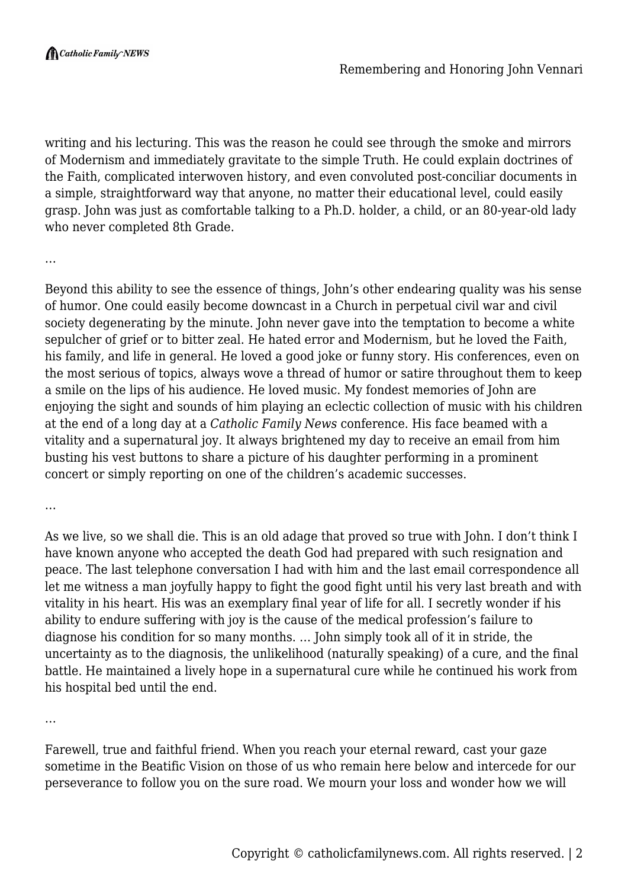writing and his lecturing. This was the reason he could see through the smoke and mirrors of Modernism and immediately gravitate to the simple Truth. He could explain doctrines of the Faith, complicated interwoven history, and even convoluted post-conciliar documents in a simple, straightforward way that anyone, no matter their educational level, could easily grasp. John was just as comfortable talking to a Ph.D. holder, a child, or an 80-year-old lady who never completed 8th Grade.

…

Beyond this ability to see the essence of things, John's other endearing quality was his sense of humor. One could easily become downcast in a Church in perpetual civil war and civil society degenerating by the minute. John never gave into the temptation to become a white sepulcher of grief or to bitter zeal. He hated error and Modernism, but he loved the Faith, his family, and life in general. He loved a good joke or funny story. His conferences, even on the most serious of topics, always wove a thread of humor or satire throughout them to keep a smile on the lips of his audience. He loved music. My fondest memories of John are enjoying the sight and sounds of him playing an eclectic collection of music with his children at the end of a long day at a *Catholic Family News* conference. His face beamed with a vitality and a supernatural joy. It always brightened my day to receive an email from him busting his vest buttons to share a picture of his daughter performing in a prominent concert or simply reporting on one of the children's academic successes.

…

As we live, so we shall die. This is an old adage that proved so true with John. I don't think I have known anyone who accepted the death God had prepared with such resignation and peace. The last telephone conversation I had with him and the last email correspondence all let me witness a man joyfully happy to fight the good fight until his very last breath and with vitality in his heart. His was an exemplary final year of life for all. I secretly wonder if his ability to endure suffering with joy is the cause of the medical profession's failure to diagnose his condition for so many months. … John simply took all of it in stride, the uncertainty as to the diagnosis, the unlikelihood (naturally speaking) of a cure, and the final battle. He maintained a lively hope in a supernatural cure while he continued his work from his hospital bed until the end.

…

Farewell, true and faithful friend. When you reach your eternal reward, cast your gaze sometime in the Beatific Vision on those of us who remain here below and intercede for our perseverance to follow you on the sure road. We mourn your loss and wonder how we will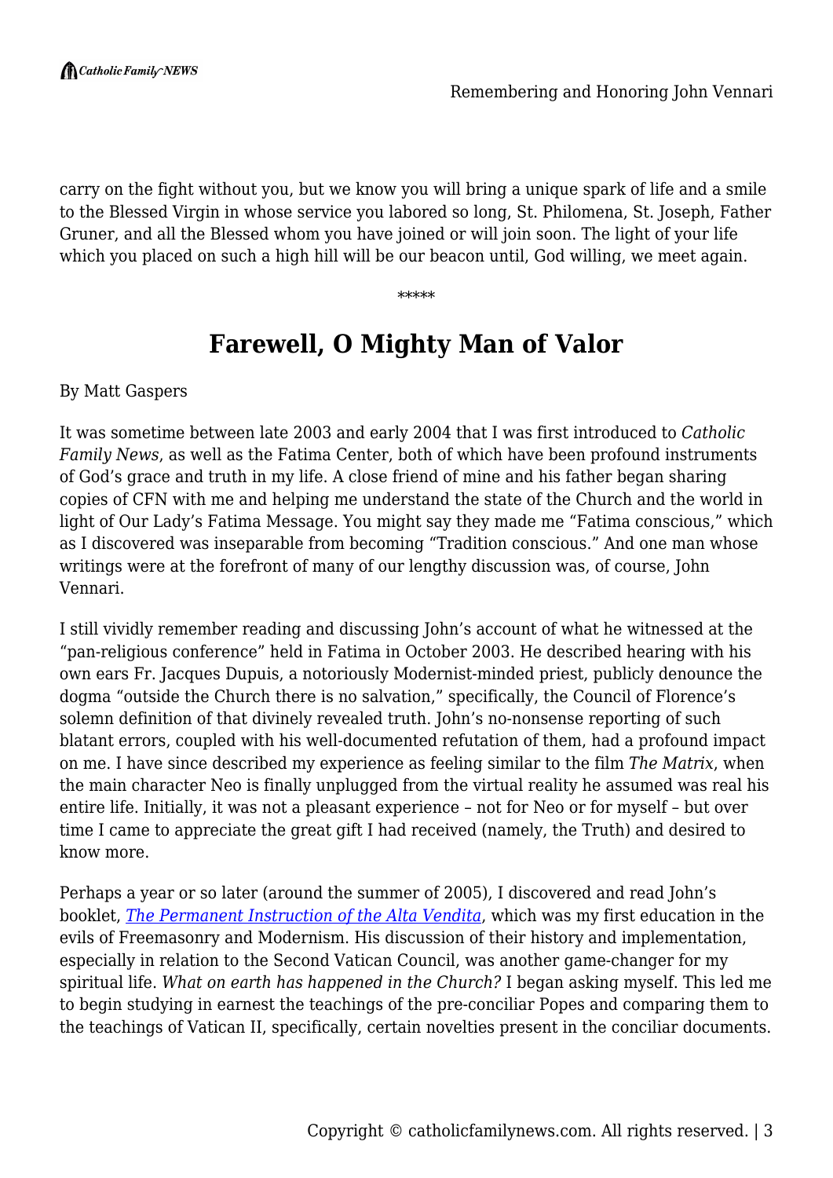carry on the fight without you, but we know you will bring a unique spark of life and a smile to the Blessed Virgin in whose service you labored so long, St. Philomena, St. Joseph, Father Gruner, and all the Blessed whom you have joined or will join soon. The light of your life which you placed on such a high hill will be our beacon until, God willing, we meet again.

*****

## Farewell, O Mighty Man of Valor

By Matt Gaspers

It was sometime between late 2003 and early 2004 that I was first introduced to *Catholic Family News*, as well as the Fatima Center, both of which have been profound instruments of God's grace and truth in my life. A close friend of mine and his father began sharing copies of CFN with me and helping me understand the state of the Church and the world in light of Our Lady's Fatima Message. You might say they made me "Fatima conscious," which as I discovered was inseparable from becoming "Tradition conscious." And one man whose writings were at the forefront of many of our lengthy discussion was, of course, John Vennari.

I still vividly remember reading and discussing John's account of what he witnessed at the "pan-religious conference" held in Fatima in October 2003. He described hearing with his own ears Fr. Jacques Dupuis, a notoriously Modernist-minded priest, publicly denounce the dogma "outside the Church there is no salvation," specifically, the Council of Florence's solemn definition of that divinely revealed truth. John's no-nonsense reporting of such blatant errors, coupled with his well-documented refutation of them, had a profound impact on me. I have since described my experience as feeling similar to the film *The Matrix*, when the main character Neo is finally unplugged from the virtual reality he assumed was real his entire life. Initially, it was not a pleasant experience – not for Neo or for myself – but over time I came to appreciate the great gift I had received (namely, the Truth) and desired to know more.

Perhaps a year or so later (around the summer of 2005), I discovered and read John's booklet, *The Permanent Instruction of the Alta Vendita*, which was my first education in the evils of Freemasonry and Modernism. His discussion of their history and implementation, especially in relation to the Second Vatican Council, was another game-changer for my spiritual life. *What on earth has happened in the Church?* I began asking myself. This led me to begin studying in earnest the teachings of the pre-conciliar Popes and comparing them to the teachings of Vatican II, specifically, certain novelties present in the conciliar documents.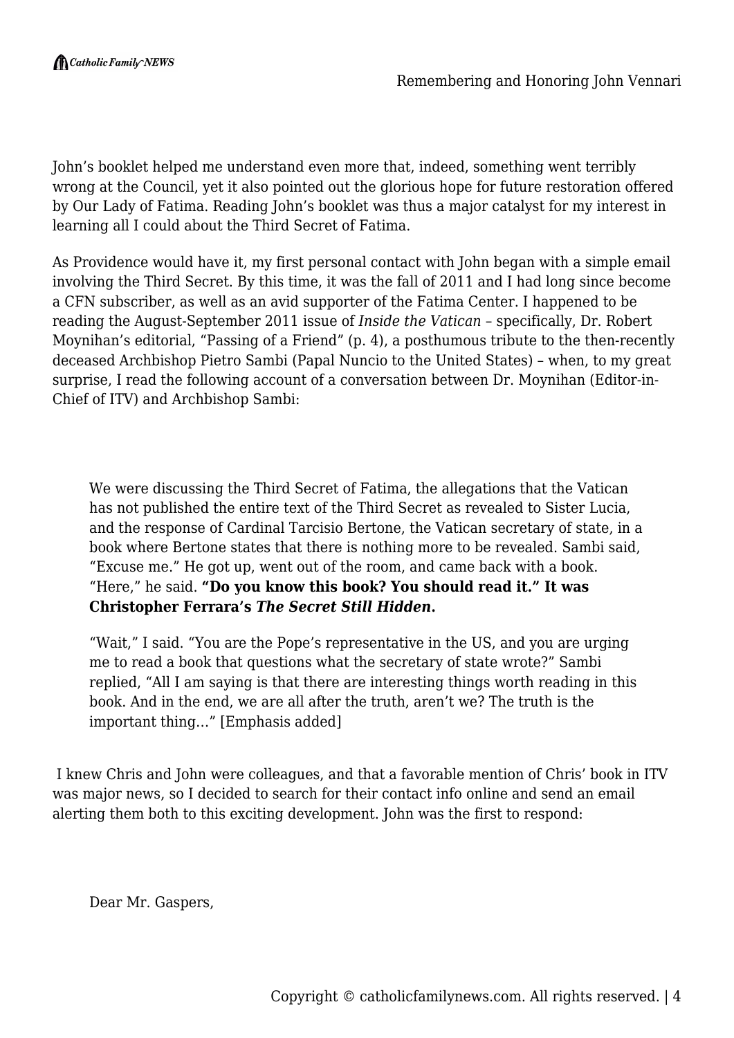John's booklet helped me understand even more that, indeed, something went terribly wrong at the Council, yet it also pointed out the glorious hope for future restoration offered by Our Lady of Fatima. Reading John's booklet was thus a major catalyst for my interest in learning all I could about the Third Secret of Fatima.

As Providence would have it, my first personal contact with John began with a simple email involving the Third Secret. By this time, it was the fall of 2011 and I had long since become a CFN subscriber, as well as an avid supporter of the Fatima Center. I happened to be reading the August-September 2011 issue of *Inside the Vatican* – specifically, Dr. Robert Moynihan's editorial, "Passing of a Friend" (p. 4), a posthumous tribute to the then-recently deceased Archbishop Pietro Sambi (Papal Nuncio to the United States) – when, to my great surprise, I read the following account of a conversation between Dr. Moynihan (Editor-in-Chief of ITV) and Archbishop Sambi:

> We were discussing the Third Secret of Fatima, the allegations that the Vatican has not published the entire text of the Third Secret as revealed to Sister Lucia, and the response of Cardinal Tarcisio Bertone, the Vatican secretary of state, in a book where Bertone states that there is nothing more to be revealed. Sambi said, "Excuse me." He got up, went out of the room, and came back with a book. "Here," he said. **"Do you know this book? You should read it." It was Christopher Ferrara's *The Secret Still Hidden*.**
>
> "Wait," I said. "You are the Pope's representative in the US, and you are urging me to read a book that questions what the secretary of state wrote?" Sambi replied, "All I am saying is that there are interesting things worth reading in this book. And in the end, we are all after the truth, aren't we? The truth is the important thing…" [Emphasis added]

I knew Chris and John were colleagues, and that a favorable mention of Chris' book in ITV was major news, so I decided to search for their contact info online and send an email alerting them both to this exciting development. John was the first to respond:

> Dear Mr. Gaspers,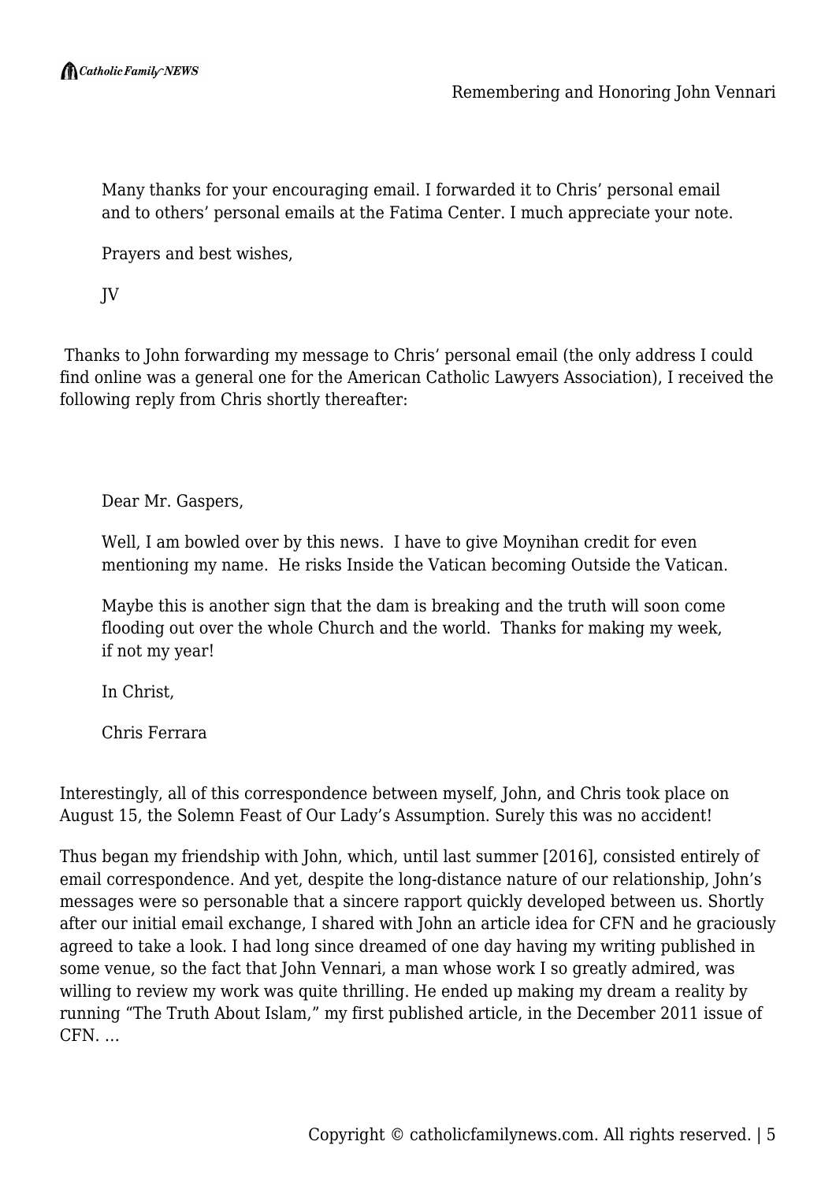> Many thanks for your encouraging email. I forwarded it to Chris' personal email and to others' personal emails at the Fatima Center. I much appreciate your note.
>
> Prayers and best wishes,
>
> JV

Thanks to John forwarding my message to Chris' personal email (the only address I could find online was a general one for the American Catholic Lawyers Association), I received the following reply from Chris shortly thereafter:

> Dear Mr. Gaspers,
>
> Well, I am bowled over by this news. I have to give Moynihan credit for even mentioning my name. He risks Inside the Vatican becoming Outside the Vatican.
>
> Maybe this is another sign that the dam is breaking and the truth will soon come flooding out over the whole Church and the world. Thanks for making my week, if not my year!
>
> In Christ,
>
> Chris Ferrara

Interestingly, all of this correspondence between myself, John, and Chris took place on August 15, the Solemn Feast of Our Lady's Assumption. Surely this was no accident!

Thus began my friendship with John, which, until last summer [2016], consisted entirely of email correspondence. And yet, despite the long-distance nature of our relationship, John's messages were so personable that a sincere rapport quickly developed between us. Shortly after our initial email exchange, I shared with John an article idea for CFN and he graciously agreed to take a look. I had long since dreamed of one day having my writing published in some venue, so the fact that John Vennari, a man whose work I so greatly admired, was willing to review my work was quite thrilling. He ended up making my dream a reality by running "The Truth About Islam," my first published article, in the December 2011 issue of CFN. …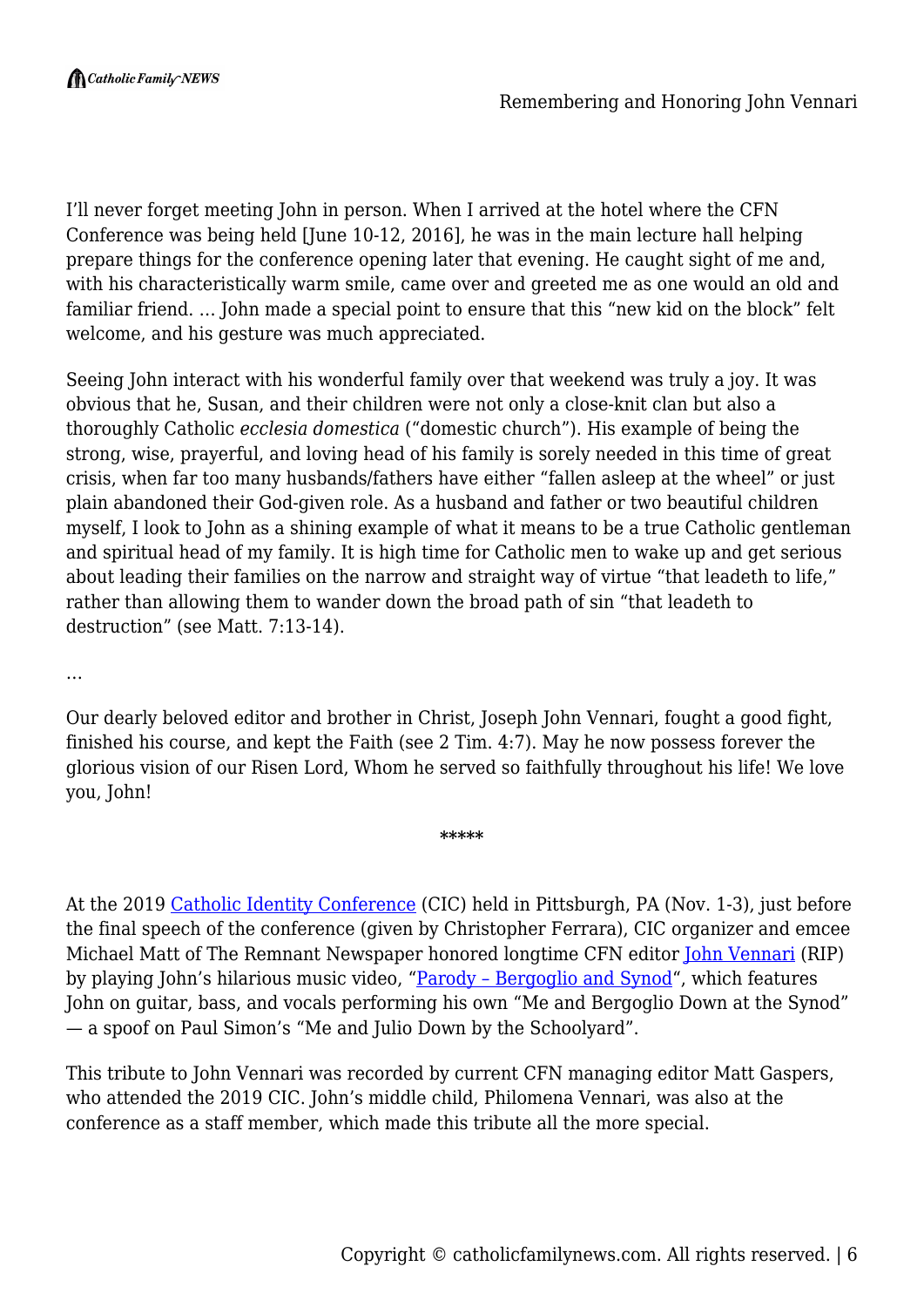I'll never forget meeting John in person. When I arrived at the hotel where the CFN Conference was being held [June 10-12, 2016], he was in the main lecture hall helping prepare things for the conference opening later that evening. He caught sight of me and, with his characteristically warm smile, came over and greeted me as one would an old and familiar friend. … John made a special point to ensure that this "new kid on the block" felt welcome, and his gesture was much appreciated.

Seeing John interact with his wonderful family over that weekend was truly a joy. It was obvious that he, Susan, and their children were not only a close-knit clan but also a thoroughly Catholic *ecclesia domestica* ("domestic church"). His example of being the strong, wise, prayerful, and loving head of his family is sorely needed in this time of great crisis, when far too many husbands/fathers have either "fallen asleep at the wheel" or just plain abandoned their God-given role. As a husband and father or two beautiful children myself, I look to John as a shining example of what it means to be a true Catholic gentleman and spiritual head of my family. It is high time for Catholic men to wake up and get serious about leading their families on the narrow and straight way of virtue "that leadeth to life," rather than allowing them to wander down the broad path of sin "that leadeth to destruction" (see Matt. 7:13-14).

…

Our dearly beloved editor and brother in Christ, Joseph John Vennari, fought a good fight, finished his course, and kept the Faith (see 2 Tim. 4:7). May he now possess forever the glorious vision of our Risen Lord, Whom he served so faithfully throughout his life! We love you, John!

*****

At the 2019 Catholic Identity Conference (CIC) held in Pittsburgh, PA (Nov. 1-3), just before the final speech of the conference (given by Christopher Ferrara), CIC organizer and emcee Michael Matt of The Remnant Newspaper honored longtime CFN editor John Vennari (RIP) by playing John's hilarious music video, "Parody – Bergoglio and Synod", which features John on guitar, bass, and vocals performing his own "Me and Bergoglio Down at the Synod" — a spoof on Paul Simon's "Me and Julio Down by the Schoolyard".

This tribute to John Vennari was recorded by current CFN managing editor Matt Gaspers, who attended the 2019 CIC. John's middle child, Philomena Vennari, was also at the conference as a staff member, which made this tribute all the more special.